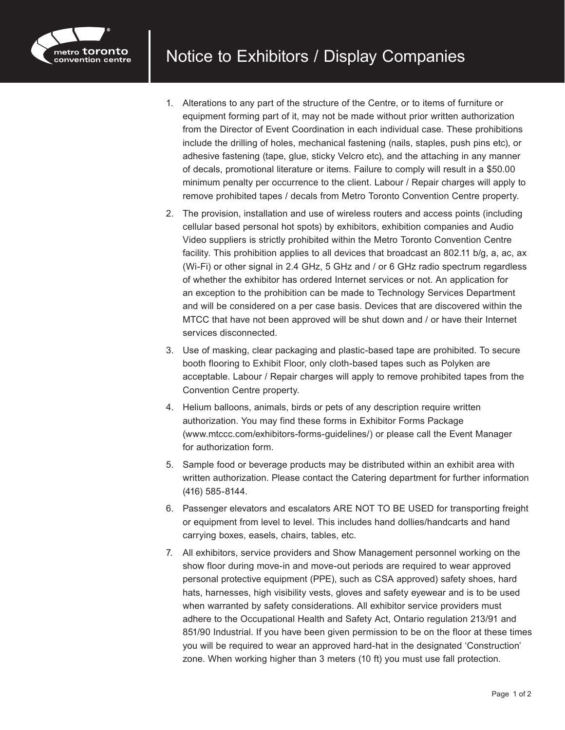# Notice to Exhibitors / Display Companies

1. Alterations to any part of the structure of the Centre, or to items of furniture or equipment forming part of it, may not be made without prior written authorization from the Director of Event Coordination in each individual case. These prohibitions include the drilling of holes, mechanical fastening (nails, staples, push pins etc), or adhesive fastening (tape, glue, sticky Velcro etc), and the attaching in any manner of decals, promotional literature or items. Failure to comply will result in a $50.00 minimum penalty per occurrence to the client. Labour / Repair charges will apply to remove prohibited tapes / decals from Metro Toronto Convention Centre property.
2. The provision, installation and use of wireless routers and access points (including cellular based personal hot spots) by exhibitors, exhibition companies and Audio Video suppliers is strictly prohibited within the Metro Toronto Convention Centre facility. This prohibition applies to all devices that broadcast an 802.11 b/g, a, ac, ax (Wi-Fi) or other signal in 2.4 GHz, 5 GHz and / or 6 GHz radio spectrum regardless of whether the exhibitor has ordered Internet services or not. An application for an exception to the prohibition can be made to Technology Services Department and will be considered on a per case basis. Devices that are discovered within the MTCC that have not been approved will be shut down and / or have their Internet services disconnected.
3. Use of masking, clear packaging and plastic-based tape are prohibited. To secure booth flooring to Exhibit Floor, only cloth-based tapes such as Polyken are acceptable. Labour / Repair charges will apply to remove prohibited tapes from the Convention Centre property.
4. Helium balloons, animals, birds or pets of any description require written authorization. You may find these forms in Exhibitor Forms Package (www.mtccc.com/exhibitors-forms-guidelines/) or please call the Event Manager for authorization form.
5. Sample food or beverage products may be distributed within an exhibit area with written authorization. Please contact the Catering department for further information (416) 585-8144.
6. Passenger elevators and escalators ARE NOT TO BE USED for transporting freight or equipment from level to level. This includes hand dollies/handcarts and hand carrying boxes, easels, chairs, tables, etc.
7. All exhibitors, service providers and Show Management personnel working on the show floor during move-in and move-out periods are required to wear approved personal protective equipment (PPE), such as CSA approved) safety shoes, hard hats, harnesses, high visibility vests, gloves and safety eyewear and is to be used when warranted by safety considerations. All exhibitor service providers must adhere to the Occupational Health and Safety Act, Ontario regulation 213/91 and 851/90 Industrial. If you have been given permission to be on the floor at these times you will be required to wear an approved hard-hat in the designated 'Construction' zone. When working higher than 3 meters (10 ft) you must use fall protection.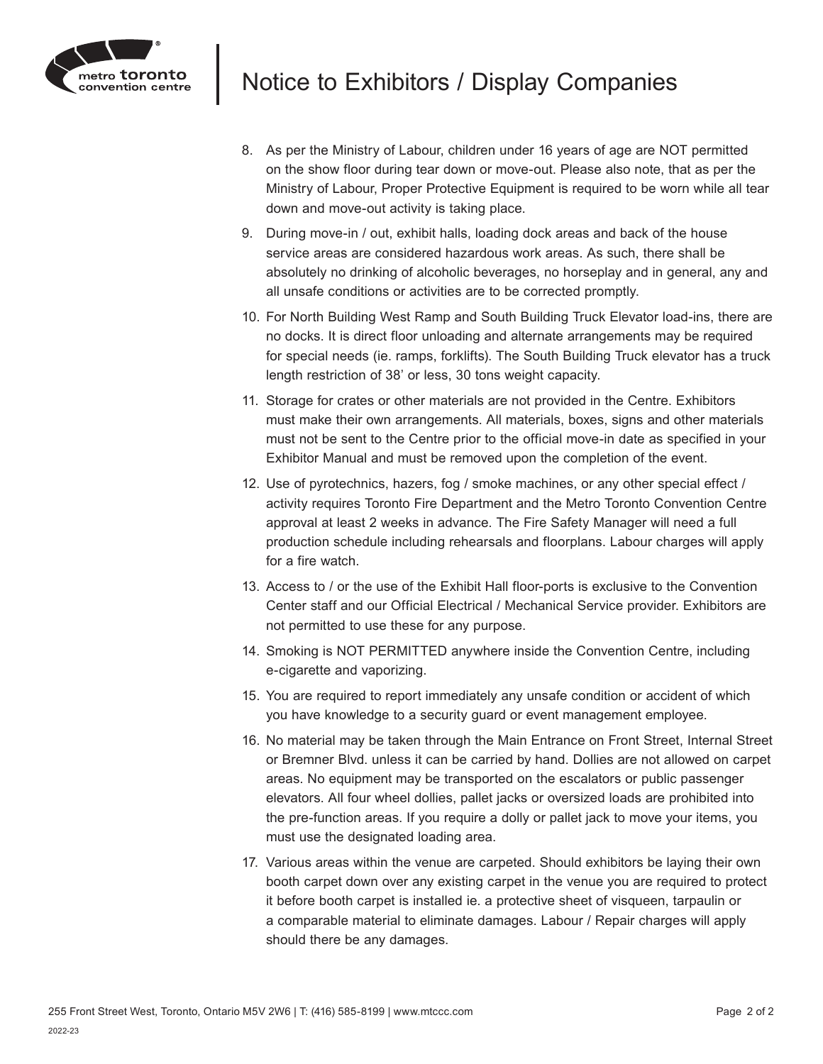# Notice to Exhibitors / Display Companies

8. As per the Ministry of Labour, children under 16 years of age are NOT permitted on the show floor during tear down or move-out. Please also note, that as per the Ministry of Labour, Proper Protective Equipment is required to be worn while all tear down and move-out activity is taking place.
9. During move-in / out, exhibit halls, loading dock areas and back of the house service areas are considered hazardous work areas. As such, there shall be absolutely no drinking of alcoholic beverages, no horseplay and in general, any and all unsafe conditions or activities are to be corrected promptly.
10. For North Building West Ramp and South Building Truck Elevator load-ins, there are no docks. It is direct floor unloading and alternate arrangements may be required for special needs (ie. ramps, forklifts). The South Building Truck elevator has a truck length restriction of 38' or less, 30 tons weight capacity.
11. Storage for crates or other materials are not provided in the Centre. Exhibitors must make their own arrangements. All materials, boxes, signs and other materials must not be sent to the Centre prior to the official move-in date as specified in your Exhibitor Manual and must be removed upon the completion of the event.
12. Use of pyrotechnics, hazers, fog / smoke machines, or any other special effect / activity requires Toronto Fire Department and the Metro Toronto Convention Centre approval at least 2 weeks in advance. The Fire Safety Manager will need a full production schedule including rehearsals and floorplans. Labour charges will apply for a fire watch.
13. Access to / or the use of the Exhibit Hall floor-ports is exclusive to the Convention Center staff and our Official Electrical / Mechanical Service provider. Exhibitors are not permitted to use these for any purpose.
14. Smoking is NOT PERMITTED anywhere inside the Convention Centre, including e-cigarette and vaporizing.
15. You are required to report immediately any unsafe condition or accident of which you have knowledge to a security guard or event management employee.
16. No material may be taken through the Main Entrance on Front Street, Internal Street or Bremner Blvd. unless it can be carried by hand. Dollies are not allowed on carpet areas. No equipment may be transported on the escalators or public passenger elevators. All four wheel dollies, pallet jacks or oversized loads are prohibited into the pre-function areas. If you require a dolly or pallet jack to move your items, you must use the designated loading area.
17. Various areas within the venue are carpeted. Should exhibitors be laying their own booth carpet down over any existing carpet in the venue you are required to protect it before booth carpet is installed ie. a protective sheet of visqueen, tarpaulin or a comparable material to eliminate damages. Labour / Repair charges will apply should there be any damages.

255 Front Street West, Toronto, Ontario M5V 2W6 | T: (416) 585-8199 | www.mtccc.com

2022-23